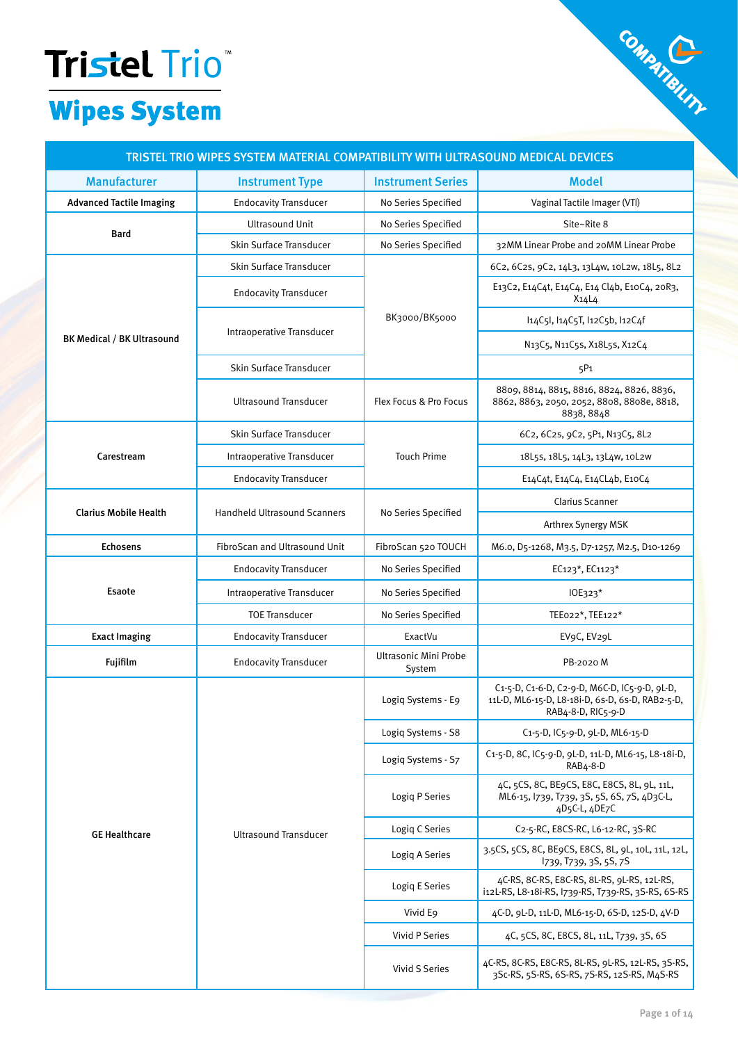# Tristel Trio™

## Wipes System

COMPATIBILITY

| TRISTEL TRIO WIPES SYSTEM MATERIAL COMPATIBILITY WITH ULTRASOUND MEDICAL DEVICES | | | |
|---|---|---|---|
| **Manufacturer** | **Instrument Type** | **Instrument Series** | **Model** |
| **Advanced Tactile Imaging** | Endocavity Transducer | No Series Specified | Vaginal Tactile Imager (VTI) |
| **Bard** | Ultrasound Unit | No Series Specified | Site~Rite 8 |
| | Skin Surface Transducer | No Series Specified | 32MM Linear Probe and 20MM Linear Probe |
| **BK Medical / BK Ultrasound** | Skin Surface Transducer | BK3000/BK5000 | 6C2, 6C2s, 9C2, 14L3, 13L4w, 10L2w, 18L5, 8L2 |
| | Endocavity Transducer | | E13C2, E14C4t, E14C4, E14 Cl4b, E10C4, 20R3, X14L4 |
| | Intraoperative Transducer | | I14C5I, I14C5T, I12C5b, I12C4f |
| | | | N13C5, N11C5s, X18L5s, X12C4 |
| | Skin Surface Transducer | | 5P1 |
| | Ultrasound Transducer | Flex Focus & Pro Focus | 8809, 8814, 8815, 8816, 8824, 8826, 8836, 8862, 8863, 2050, 2052, 8808, 8808e, 8818, 8838, 8848 |
| **Carestream** | Skin Surface Transducer | Touch Prime | 6C2, 6C2s, 9C2, 5P1, N13C5, 8L2 |
| | Intraoperative Transducer | | 18L5s, 18L5, 14L3, 13L4w, 10L2w |
| | Endocavity Transducer | | E14C4t, E14C4, E14CL4b, E10C4 |
| **Clarius Mobile Health** | Handheld Ultrasound Scanners | No Series Specified | Clarius Scanner |
| | | | Arthrex Synergy MSK |
| **Echosens** | FibroScan and Ultrasound Unit | FibroScan 520 TOUCH | M6.0, D5-1268, M3.5, D7-1257, M2.5, D10-1269 |
| **Esaote** | Endocavity Transducer | No Series Specified | EC123*, EC1123* |
| | Intraoperative Transducer | No Series Specified | IOE323* |
| | TOE Transducer | No Series Specified | TEE022*, TEE122* |
| **Exact Imaging** | Endocavity Transducer | ExactVu | EV9C, EV29L |
| **Fujifilm** | Endocavity Transducer | Ultrasonic Mini Probe System | PB-2020 M |
| **GE Healthcare** | Ultrasound Transducer | Logiq Systems - E9 | C1-5-D, C1-6-D, C2-9-D, M6C-D, IC5-9-D, 9L-D, 11L-D, ML6-15-D, L8-18i-D, 6s-D, 6S-D, RAB2-5-D, RAB4-8-D, RIC5-9-D |
| | | Logiq Systems - S8 | C1-5-D, IC5-9-D, 9L-D, ML6-15-D |
| | | Logiq Systems - S7 | C1-5-D, 8C, IC5-9-D, 9L-D, 11L-D, ML6-15, L8-18i-D, RAB4-8-D |
| | | Logiq P Series | 4C, 5CS, 8C, BE9CS, E8C, E8CS, 8L, 9L, 11L, ML6-15, I739, T739, 3S, 5S, 6S, 7S, 4D3C-L, 4D5C-L, 4DE7C |
| | | Logiq C Series | C2-5-RC, E8CS-RC, L6-12-RC, 3S-RC |
| | | Logiq A Series | 3.5CS, 5CS, 8C, BE9CS, E8CS, 8L, 9L, 10L, 11L, 12L, I739, T739, 3S, 5S, 7S |
| | | Logiq E Series | 4C-RS, 8C-RS, E8C-RS, 8L-RS, 9L-RS, 12L-RS, i12L-RS, L8-18i-RS, I739-RS, T739-RS, 3S-RS, 6S-RS |
| | | Vivid E9 | 4C-D, 9L-D, 11L-D, ML6-15-D, 6S-D, 12S-D, 4V-D |
| | | Vivid P Series | 4C, 5CS, 8C, E8CS, 8L, 11L, T739, 3S, 6S |
| | | Vivid S Series | 4C-RS, 8C-RS, E8C-RS, 8L-RS, 9L-RS, 12L-RS, 3S-RS, 3Sc-RS, 5S-RS, 6S-RS, 7S-RS, 12S-RS, M4S-RS |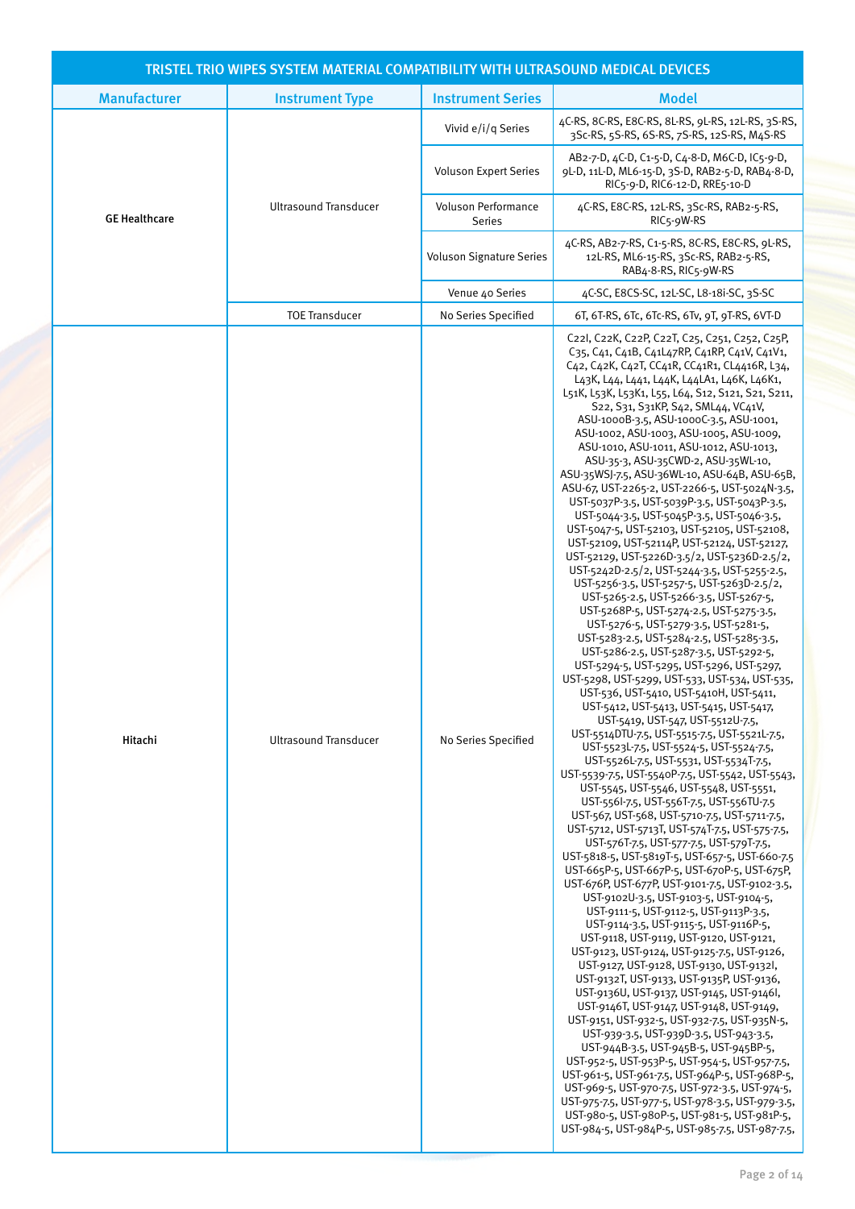| TRISTEL TRIO WIPES SYSTEM MATERIAL COMPATIBILITY WITH ULTRASOUND MEDICAL DEVICES | | | |
|---|---|---|---|
| **Manufacturer** | **Instrument Type** | **Instrument Series** | **Model** |
| **GE Healthcare** | Ultrasound Transducer | Vivid e/i/q Series | 4C-RS, 8C-RS, E8C-RS, 8L-RS, 9L-RS, 12L-RS, 3S-RS, 3Sc-RS, 5S-RS, 6S-RS, 7S-RS, 12S-RS, M4S-RS |
| | | Voluson Expert Series | AB2-7-D, 4C-D, C1-5-D, C4-8-D, M6C-D, IC5-9-D, 9L-D, 11L-D, ML6-15-D, 3S-D, RAB2-5-D, RAB4-8-D, RIC5-9-D, RIC6-12-D, RRE5-10-D |
| | | Voluson Performance Series | 4C-RS, E8C-RS, 12L-RS, 3Sc-RS, RAB2-5-RS, RIC5-9W-RS |
| | | Voluson Signature Series | 4C-RS, AB2-7-RS, C1-5-RS, 8C-RS, E8C-RS, 9L-RS, 12L-RS, ML6-15-RS, 3Sc-RS, RAB2-5-RS, RAB4-8-RS, RIC5-9W-RS |
| | | Venue 40 Series | 4C-SC, E8CS-SC, 12L-SC, L8-18i-SC, 3S-SC |
| | TOE Transducer | No Series Specified | 6T, 6T-RS, 6Tc, 6Tc-RS, 6Tv, 9T, 9T-RS, 6VT-D |
| **Hitachi** | Ultrasound Transducer | No Series Specified | C22I, C22K, C22P, C22T, C25, C251, C252, C25P, C35, C41, C41B, C41L47RP, C41RP, C41V, C41V1, C42, C42K, C42T, CC41R, CC41R1, CL4416R, L34, L43K, L44, L441, L44K, L44LA1, L46K, L46K1, L51K, L53K, L53K1, L55, L64, S12, S121, S21, S211, S22, S31, S31KP, S42, SML44, VC41V, ASU-1000B-3.5, ASU-1000C-3.5, ASU-1001, ASU-1002, ASU-1003, ASU-1005, ASU-1009, ASU-1010, ASU-1011, ASU-1012, ASU-1013, ASU-35-3, ASU-35CWD-2, ASU-35WL-10, ASU-35WSJ-7.5, ASU-36WL-10, ASU-64B, ASU-65B, ASU-67, UST-2265-2, UST-2266-5, UST-5024N-3.5, UST-5037P-3.5, UST-5039P-3.5, UST-5043P-3.5, UST-5044-3.5, UST-5045P-3.5, UST-5046-3.5, UST-5047-5, UST-52103, UST-52105, UST-52108, UST-52109, UST-52114P, UST-52124, UST-52127, UST-52129, UST-5226D-3.5/2, UST-5236D-2.5/2, UST-5242D-2.5/2, UST-5244-3.5, UST-5255-2.5, UST-5256-3.5, UST-5257-5, UST-5263D-2.5/2, UST-5265-2.5, UST-5266-3.5, UST-5267-5, UST-5268P-5, UST-5274-2.5, UST-5275-3.5, UST-5276-5, UST-5279-3.5, UST-5281-5, UST-5283-2.5, UST-5284-2.5, UST-5285-3.5, UST-5286-2.5, UST-5287-3.5, UST-5292-5, UST-5294-5, UST-5295, UST-5296, UST-5297, UST-5298, UST-5299, UST-533, UST-534, UST-535, UST-536, UST-5410, UST-5410H, UST-5411, UST-5412, UST-5413, UST-5415, UST-5417, UST-5419, UST-547, UST-5512U-7.5, UST-5514DTU-7.5, UST-5515-7.5, UST-5521L-7.5, UST-5523L-7.5, UST-5524-5, UST-5524-7.5, UST-5526L-7.5, UST-5531, UST-5534T-7.5, UST-5539-7.5, UST-5540P-7.5, UST-5542, UST-5543, UST-5545, UST-5546, UST-5548, UST-5551, UST-556I-7.5, UST-556T-7.5, UST-556TU-7.5 UST-567, UST-568, UST-5710-7.5, UST-5711-7.5, UST-5712, UST-5713T, UST-574T-7.5, UST-575-7.5, UST-576T-7.5, UST-577-7.5, UST-579T-7.5, UST-5818-5, UST-5819T-5, UST-657-5, UST-660-7.5 UST-665P-5, UST-667P-5, UST-670P-5, UST-675P, UST-676P, UST-677P, UST-9101-7.5, UST-9102-3.5, UST-9102U-3.5, UST-9103-5, UST-9104-5, UST-9111-5, UST-9112-5, UST-9113P-3.5, UST-9114-3.5, UST-9115-5, UST-9116P-5, UST-9118, UST-9119, UST-9120, UST-9121, UST-9123, UST-9124, UST-9125-7.5, UST-9126, UST-9127, UST-9128, UST-9130, UST-9132I, UST-9132T, UST-9133, UST-9135P, UST-9136, UST-9136U, UST-9137, UST-9145, UST-9146I, UST-9146T, UST-9147, UST-9148, UST-9149, UST-9151, UST-932-5, UST-932-7.5, UST-935N-5, UST-939-3.5, UST-939D-3.5, UST-943-3.5, UST-944B-3.5, UST-945B-5, UST-945BP-5, UST-952-5, UST-953P-5, UST-954-5, UST-957-7.5, UST-961-5, UST-961-7.5, UST-964P-5, UST-968P-5, UST-969-5, UST-970-7.5, UST-972-3.5, UST-974-5, UST-975-7.5, UST-977-5, UST-978-3.5, UST-979-3.5, UST-980-5, UST-980P-5, UST-981-5, UST-981P-5, UST-984-5, UST-984P-5, UST-985-7.5, UST-987-7.5, |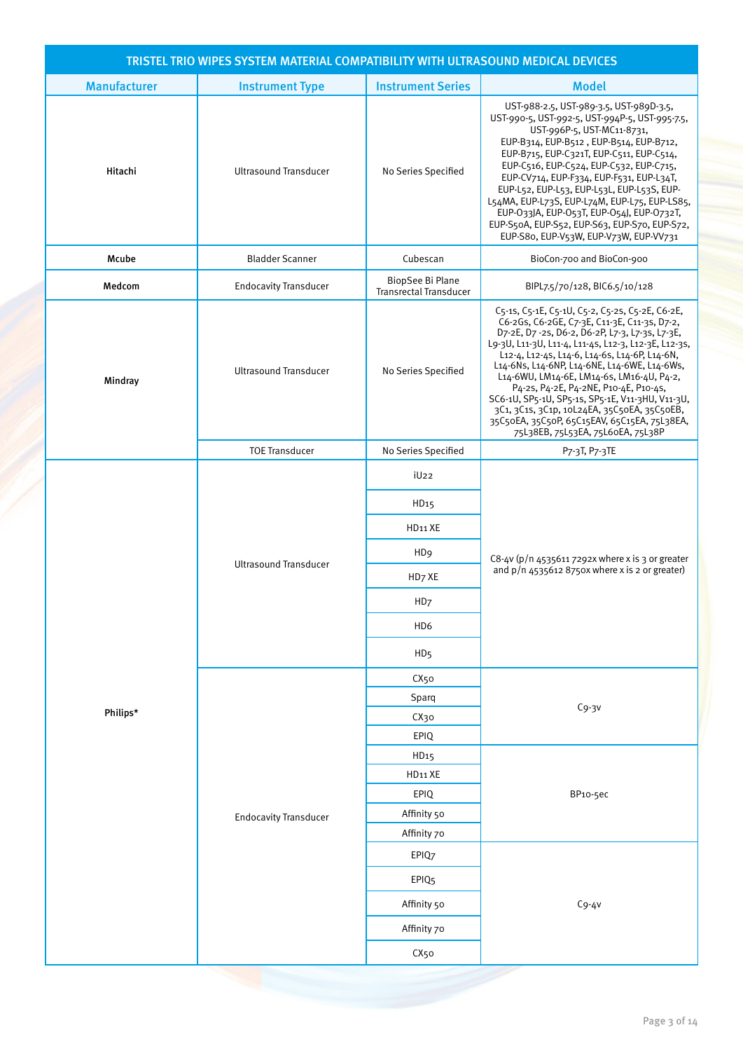| TRISTEL TRIO WIPES SYSTEM MATERIAL COMPATIBILITY WITH ULTRASOUND MEDICAL DEVICES | | | |
|---|---|---|---|
| **Manufacturer** | **Instrument Type** | **Instrument Series** | **Model** |
| **Hitachi** | Ultrasound Transducer | No Series Specified | UST-988-2.5, UST-989-3.5, UST-989D-3.5, UST-990-5, UST-992-5, UST-994P-5, UST-995-7.5, UST-996P-5, UST-MC11-8731, EUP-B314, EUP-B512 , EUP-B514, EUP-B712, EUP-B715, EUP-C321T, EUP-C511, EUP-C514, EUP-C516, EUP-C524, EUP-C532, EUP-C715, EUP-CV714, EUP-F334, EUP-F531, EUP-L34T, EUP-L52, EUP-L53, EUP-L53L, EUP-L53S, EUP-L54MA, EUP-L73S, EUP-L74M, EUP-L75, EUP-LS85, EUP-O33JA, EUP-O53T, EUP-O54J, EUP-O732T, EUP-S50A, EUP-S52, EUP-S63, EUP-S70, EUP-S72, EUP-S80, EUP-V53W, EUP-V73W, EUP-VV731 |
| **Mcube** | Bladder Scanner | Cubescan | BioCon-700 and BioCon-900 |
| **Medcom** | Endocavity Transducer | BiopSee Bi Plane Transrectal Transducer | BIPL7.5/70/128, BIC6.5/10/128 |
| **Mindray** | Ultrasound Transducer | No Series Specified | C5-1s, C5-1E, C5-1U, C5-2, C5-2s, C5-2E, C6-2E, C6-2Gs, C6-2GE, C7-3E, C11-3E, C11-3s, D7-2, D7-2E, D7 -2s, D6-2, D6-2P, L7-3, L7-3s, L7-3E, L9-3U, L11-3U, L11-4, L11-4s, L12-3, L12-3E, L12-3s, L12-4, L12-4s, L14-6, L14-6s, L14-6P, L14-6N, L14-6Ns, L14-6NP, L14-6NE, L14-6WE, L14-6Ws, L14-6WU, LM14-6E, LM14-6s, LM16-4U, P4-2, P4-2s, P4-2E, P4-2NE, P10-4E, P10-4s, SC6-1U, SP5-1U, SP5-1s, SP5-1E, V11-3HU, V11-3U, 3C1, 3C1s, 3C1p, 10L24EA, 35C50EA, 35C50EB, 35C50EA, 35C50P, 65C15EAV, 65C15EA, 75L38EA, 75L38EB, 75L53EA, 75L60EA, 75L38P |
| | TOE Transducer | No Series Specified | P7-3T, P7-3TE |
| **Philips*** | Ultrasound Transducer | iU22 | C8-4v (p/n 4535611 7292x where x is 3 or greater and p/n 4535612 8750x where x is 2 or greater) |
| | | HD15 | |
| | | HD11 XE | |
| | | HD9 | |
| | | HD7 XE | |
| | | HD7 | |
| | | HD6 | |
| | | HD5 | |
| | Endocavity Transducer | CX50 | C9-3v |
| | | Sparq | |
| | | CX30 | |
| | | EPIQ | |
| | | HD15 | BP10-5ec |
| | | HD11 XE | |
| | | EPIQ | |
| | | Affinity 50 | |
| | | Affinity 70 | |
| | | EPIQ7 | C9-4v |
| | | EPIQ5 | |
| | | Affinity 50 | |
| | | Affinity 70 | |
| | | CX50 | |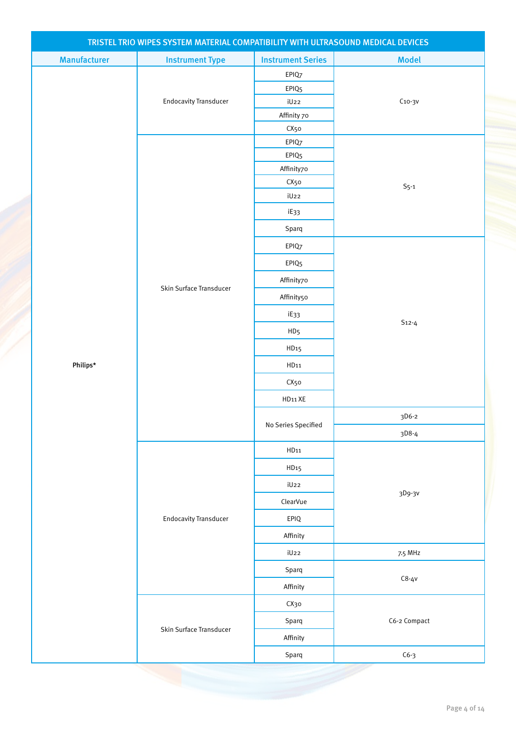| TRISTEL TRIO WIPES SYSTEM MATERIAL COMPATIBILITY WITH ULTRASOUND MEDICAL DEVICES | | | |
|---|---|---|---|
| Manufacturer | Instrument Type | Instrument Series | Model |
| Philips* | Endocavity Transducer | EPIQ7 | C10-3v |
| | | EPIQ5 | |
| | | iU22 | |
| | | Affinity 70 | |
| | | CX50 | |
| | Skin Surface Transducer | EPIQ7 | S5-1 |
| | | EPIQ5 | |
| | | Affinity70 | |
| | | CX50 | |
| | | iU22 | |
| | | iE33 | |
| | | Sparq | |
| | | EPIQ7 | S12-4 |
| | | EPIQ5 | |
| | | Affinity70 | |
| | | Affinity50 | |
| | | iE33 | |
| | | HD5 | |
| | | HD15 | |
| | | HD11 | |
| | | CX50 | |
| | | HD11 XE | |
| | | No Series Specified | 3D6-2 |
| | | | 3D8-4 |
| | Endocavity Transducer | HD11 | 3D9-3v |
| | | HD15 | |
| | | iU22 | |
| | | ClearVue | |
| | | EPIQ | |
| | | Affinity | |
| | | iU22 | 7.5 MHz |
| | | Sparq | C8-4v |
| | | Affinity | |
| | Skin Surface Transducer | CX30 | C6-2 Compact |
| | | Sparq | |
| | | Affinity | |
| | | Sparq | C6-3 |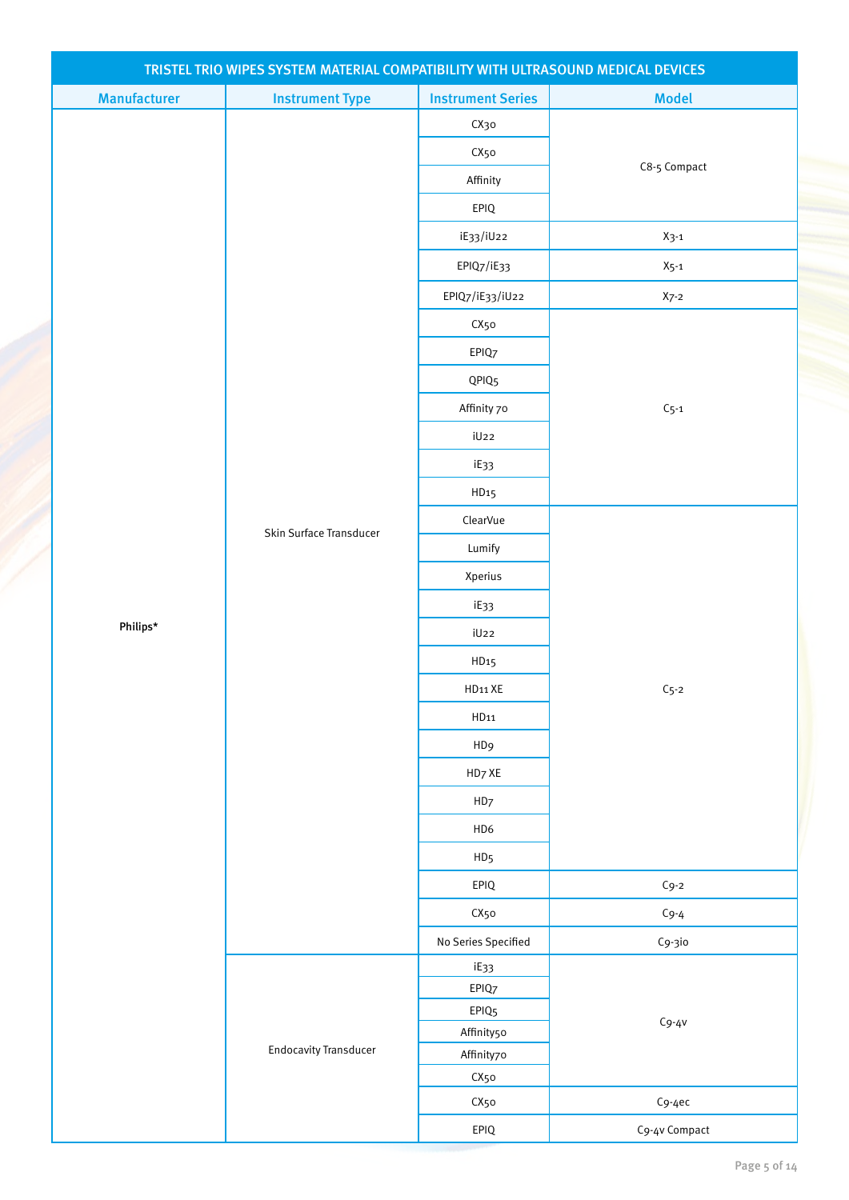| TRISTEL TRIO WIPES SYSTEM MATERIAL COMPATIBILITY WITH ULTRASOUND MEDICAL DEVICES | | | |
|---|---|---|---|
| **Manufacturer** | **Instrument Type** | **Instrument Series** | **Model** |
| Philips* | Skin Surface Transducer | CX30 | C8-5 Compact |
| | | CX50 | |
| | | Affinity | |
| | | EPIQ | |
| | | iE33/iU22 | X3-1 |
| | | EPIQ7/iE33 | X5-1 |
| | | EPIQ7/iE33/iU22 | X7-2 |
| | | CX50 | C5-1 |
| | | EPIQ7 | |
| | | QPIQ5 | |
| | | Affinity 70 | |
| | | iU22 | |
| | | iE33 | |
| | | HD15 | |
| | | ClearVue | C5-2 |
| | | Lumify | |
| | | Xperius | |
| | | iE33 | |
| | | iU22 | |
| | | HD15 | |
| | | HD11 XE | |
| | | HD11 | |
| | | HD9 | |
| | | HD7 XE | |
| | | HD7 | |
| | | HD6 | |
| | | HD5 | |
| | | EPIQ | C9-2 |
| | | CX50 | C9-4 |
| | | No Series Specified | C9-3io |
| | Endocavity Transducer | iE33 | C9-4v |
| | | EPIQ7 | |
| | | EPIQ5 | |
| | | Affinity50 | |
| | | Affinity70 | |
| | | CX50 | |
| | | CX50 | C9-4ec |
| | | EPIQ | C9-4v Compact |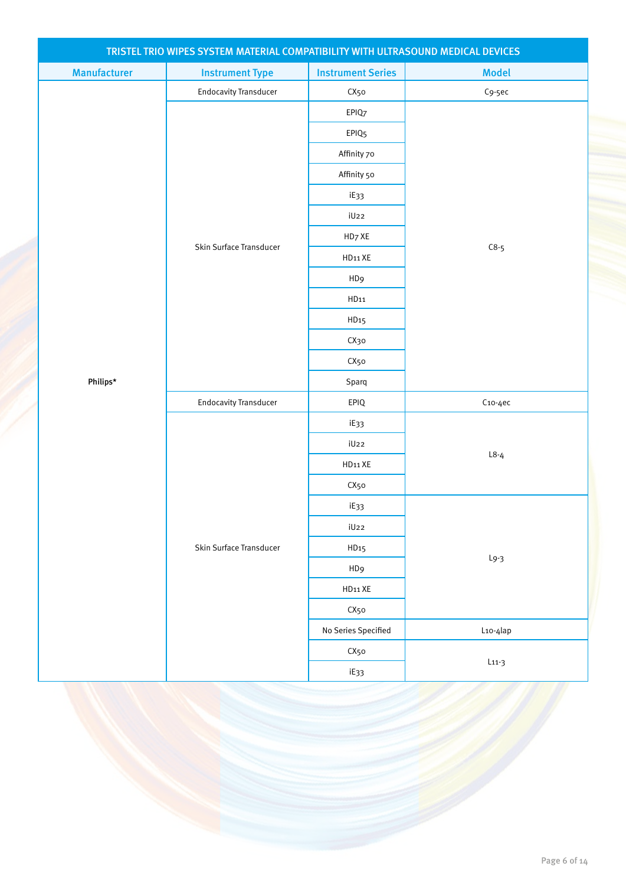| TRISTEL TRIO WIPES SYSTEM MATERIAL COMPATIBILITY WITH ULTRASOUND MEDICAL DEVICES | | | |
|---|---|---|---|
| **Manufacturer** | **Instrument Type** | **Instrument Series** | **Model** |
| Philips* | Endocavity Transducer | CX50 | C9-5ec |
| | Skin Surface Transducer | EPIQ7 | C8-5 |
| | | EPIQ5 | |
| | | Affinity 70 | |
| | | Affinity 50 | |
| | | iE33 | |
| | | iU22 | |
| | | HD7 XE | |
| | | HD11 XE | |
| | | HD9 | |
| | | HD11 | |
| | | HD15 | |
| | | CX30 | |
| | | CX50 | |
| | | Sparq | |
| | Endocavity Transducer | EPIQ | C10-4ec |
| | Skin Surface Transducer | iE33 | L8-4 |
| | | iU22 | |
| | | HD11 XE | |
| | | CX50 | |
| | | iE33 | L9-3 |
| | | iU22 | |
| | | HD15 | |
| | | HD9 | |
| | | HD11 XE | |
| | | CX50 | |
| | | No Series Specified | L10-4lap |
| | | CX50 | L11-3 |
| | | iE33 | |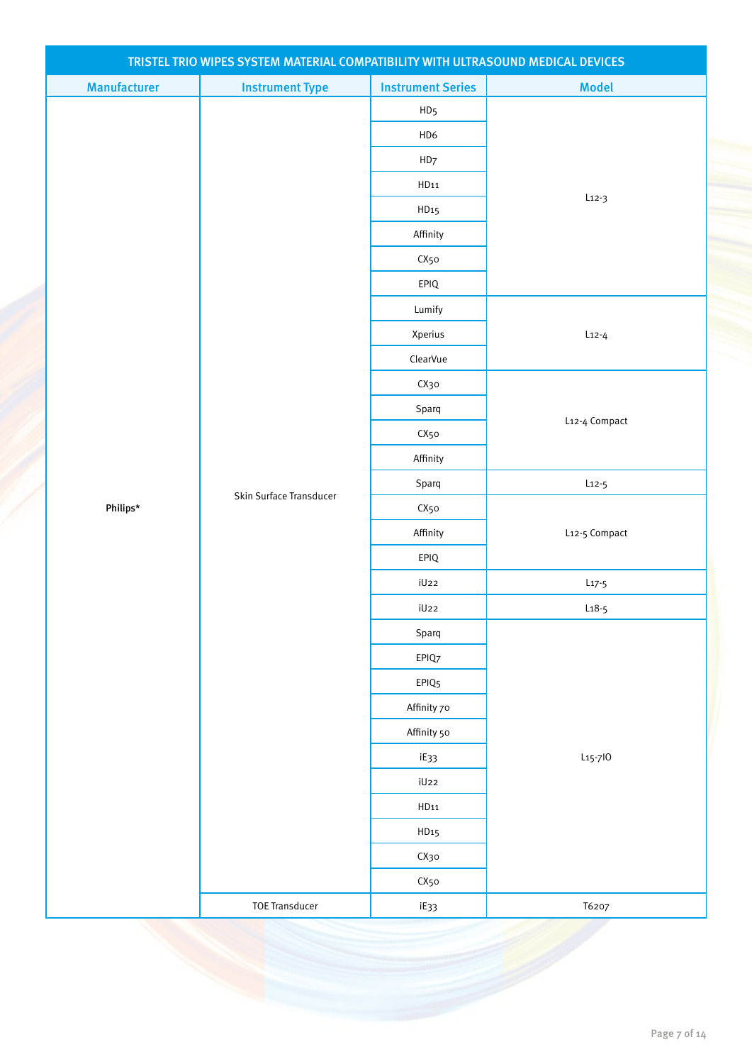| TRISTEL TRIO WIPES SYSTEM MATERIAL COMPATIBILITY WITH ULTRASOUND MEDICAL DEVICES | | | |
|---|---|---|---|
| **Manufacturer** | **Instrument Type** | **Instrument Series** | **Model** |
| Philips* | Skin Surface Transducer | HD5 | L12-3 |
| | | HD6 | |
| | | HD7 | |
| | | HD11 | |
| | | HD15 | |
| | | Affinity | |
| | | CX50 | |
| | | EPIQ | |
| | | Lumify | L12-4 |
| | | Xperius | |
| | | ClearVue | |
| | | CX30 | L12-4 Compact |
| | | Sparq | |
| | | CX50 | |
| | | Affinity | |
| | | Sparq | L12-5 |
| | | CX50 | L12-5 Compact |
| | | Affinity | |
| | | EPIQ | |
| | | iU22 | L17-5 |
| | | iU22 | L18-5 |
| | | Sparq | L15-7IO |
| | | EPIQ7 | |
| | | EPIQ5 | |
| | | Affinity 70 | |
| | | Affinity 50 | |
| | | iE33 | |
| | | iU22 | |
| | | HD11 | |
| | | HD15 | |
| | | CX30 | |
| | | CX50 | |
| | TOE Transducer | iE33 | T6207 |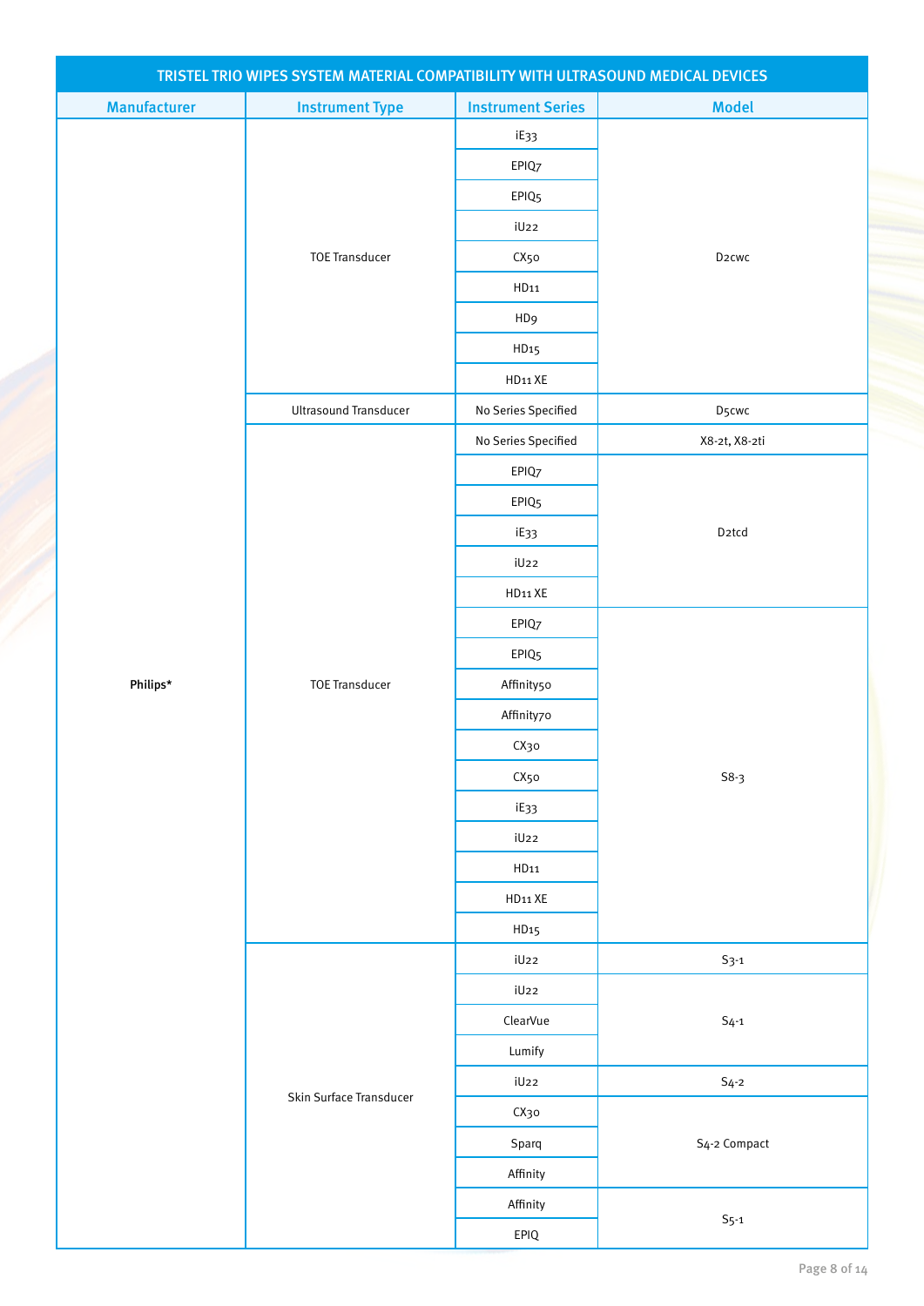| TRISTEL TRIO WIPES SYSTEM MATERIAL COMPATIBILITY WITH ULTRASOUND MEDICAL DEVICES | | | |
|---|---|---|---|
| Manufacturer | Instrument Type | Instrument Series | Model |
| Philips* | TOE Transducer | iE33 | D2cwc |
| | | EPIQ7 | |
| | | EPIQ5 | |
| | | iU22 | |
| | | CX50 | |
| | | HD11 | |
| | | HD9 | |
| | | HD15 | |
| | | HD11 XE | |
| | Ultrasound Transducer | No Series Specified | D5cwc |
| | TOE Transducer | No Series Specified | X8-2t, X8-2ti |
| | | EPIQ7 | D2tcd |
| | | EPIQ5 | |
| | | iE33 | |
| | | iU22 | |
| | | HD11 XE | |
| | | EPIQ7 | S8-3 |
| | | EPIQ5 | |
| | | Affinity50 | |
| | | Affinity70 | |
| | | CX30 | |
| | | CX50 | |
| | | iE33 | |
| | | iU22 | |
| | | HD11 | |
| | | HD11 XE | |
| | | HD15 | |
| | Skin Surface Transducer | iU22 | S3-1 |
| | | iU22 | S4-1 |
| | | ClearVue | |
| | | Lumify | |
| | | iU22 | S4-2 |
| | | CX30 | S4-2 Compact |
| | | Sparq | |
| | | Affinity | |
| | | Affinity | S5-1 |
| | | EPIQ | |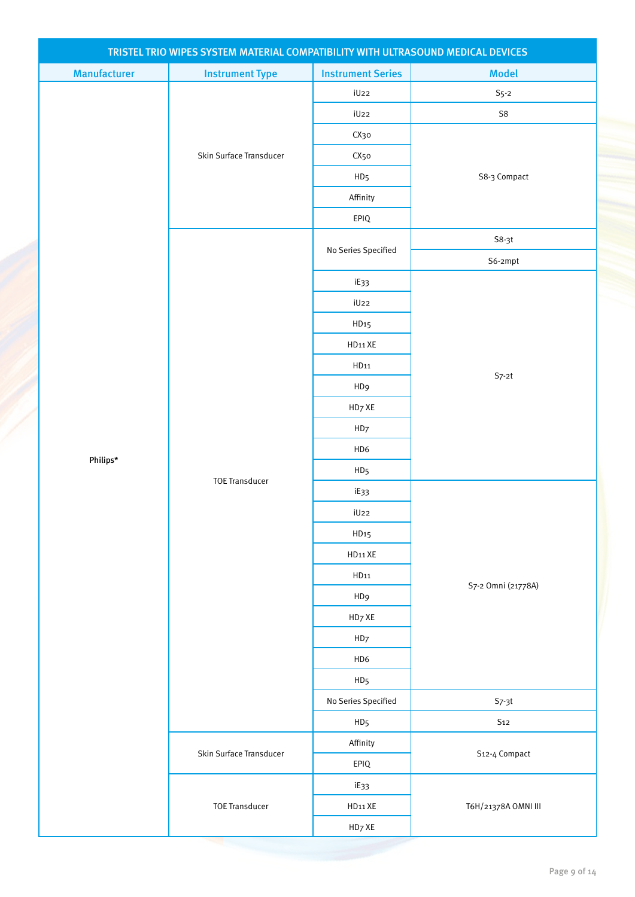| TRISTEL TRIO WIPES SYSTEM MATERIAL COMPATIBILITY WITH ULTRASOUND MEDICAL DEVICES | | | |
|---|---|---|---|
| Manufacturer | Instrument Type | Instrument Series | Model |
| Philips* | Skin Surface Transducer | iU22 | S5-2 |
| | | iU22 | S8 |
| | | CX30 | S8-3 Compact |
| | | CX50 | |
| | | HD5 | |
| | | Affinity | |
| | | EPIQ | |
| | TOE Transducer | No Series Specified | S8-3t |
| | | | S6-2mpt |
| | | iE33 | S7-2t |
| | | iU22 | |
| | | HD15 | |
| | | HD11 XE | |
| | | HD11 | |
| | | HD9 | |
| | | HD7 XE | |
| | | HD7 | |
| | | HD6 | |
| | | HD5 | |
| | | iE33 | S7-2 Omni (21778A) |
| | | iU22 | |
| | | HD15 | |
| | | HD11 XE | |
| | | HD11 | |
| | | HD9 | |
| | | HD7 XE | |
| | | HD7 | |
| | | HD6 | |
| | | HD5 | |
| | | No Series Specified | S7-3t |
| | | HD5 | S12 |
| | Skin Surface Transducer | Affinity | S12-4 Compact |
| | | EPIQ | |
| | TOE Transducer | iE33 | T6H/21378A OMNI III |
| | | HD11 XE | |
| | | HD7 XE | |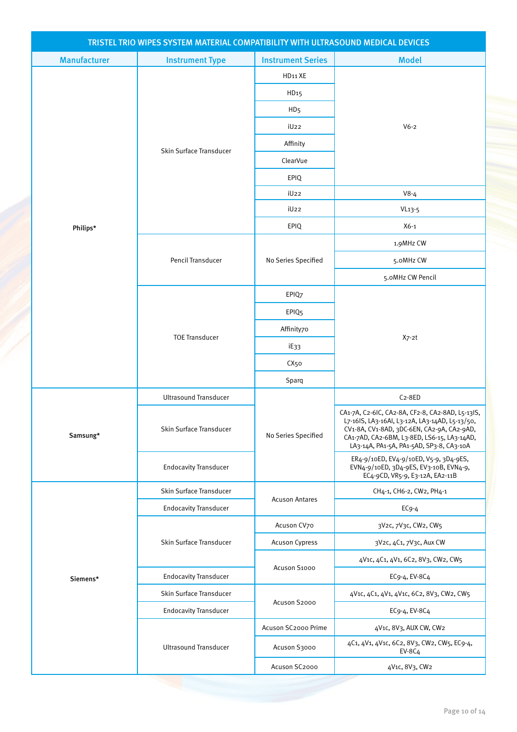**TRISTEL TRIO WIPES SYSTEM MATERIAL COMPATIBILITY WITH ULTRASOUND MEDICAL DEVICES**

| Manufacturer | Instrument Type | Instrument Series | Model |
|---|---|---|---|
| Philips* | Skin Surface Transducer | HD11 XE | V6-2 |
| | | HD15 | |
| | | HD5 | |
| | | iU22 | |
| | | Affinity | |
| | | ClearVue | |
| | | EPIQ | |
| | | iU22 | V8-4 |
| | | iU22 | VL13-5 |
| | | EPIQ | X6-1 |
| | Pencil Transducer | No Series Specified | 1.9MHz CW |
| | | | 5.0MHz CW |
| | | | 5.0MHz CW Pencil |
| | TOE Transducer | EPIQ7 | X7-2t |
| | | EPIQ5 | |
| | | Affinity70 | |
| | | iE33 | |
| | | CX50 | |
| | | Sparq | |
| Samsung* | Ultrasound Transducer | No Series Specified | C2-8ED |
| | Skin Surface Transducer | | CA1-7A, C2-6IC, CA2-8A, CF2-8, CA2-8AD, L5-13IS, L7-16IS, LA3-16AI, L3-12A, LA3-14AD, L5-13/50, CV1-8A, CV1-8AD, 3DC-6EN, CA2-9A, CA2-9AD, CA1-7AD, CA2-6BM, L3-8ED, LS6-15, LA3-14AD, LA3-14A, PA1-5A, PA1-5AD, SP3-8, CA3-10A |
| | Endocavity Transducer | | ER4-9/10ED, EV4-9/10ED, V5-9, 3D4-9ES, EVN4-9/10ED, 3D4-9ES, EV3-10B, EVN4-9, EC4-9CD, VR5-9, E3-12A, EA2-11B |
| Siemens* | Skin Surface Transducer | Acuson Antares | CH4-1, CH6-2, CW2, PH4-1 |
| | Endocavity Transducer | | EC9-4 |
| | Skin Surface Transducer | Acuson CV70 | 3V2c, 7V3c, CW2, CW5 |
| | | Acuson Cypress | 3V2c, 4C1, 7V3c, Aux CW |
| | | Acuson S1000 | 4V1c, 4C1, 4V1, 6C2, 8V3, CW2, CW5 |
| | Endocavity Transducer | | EC9-4, EV-8C4 |
| | Skin Surface Transducer | Acuson S2000 | 4V1c, 4C1, 4V1, 4V1c, 6C2, 8V3, CW2, CW5 |
| | Endocavity Transducer | | EC9-4, EV-8C4 |
| | Ultrasound Transducer | Acuson SC2000 Prime | 4V1c, 8V3, AUX CW, CW2 |
| | | Acuson S3000 | 4C1, 4V1, 4V1c, 6C2, 8V3, CW2, CW5, EC9-4, EV-8C4 |
| | | Acuson SC2000 | 4V1c, 8V3, CW2 |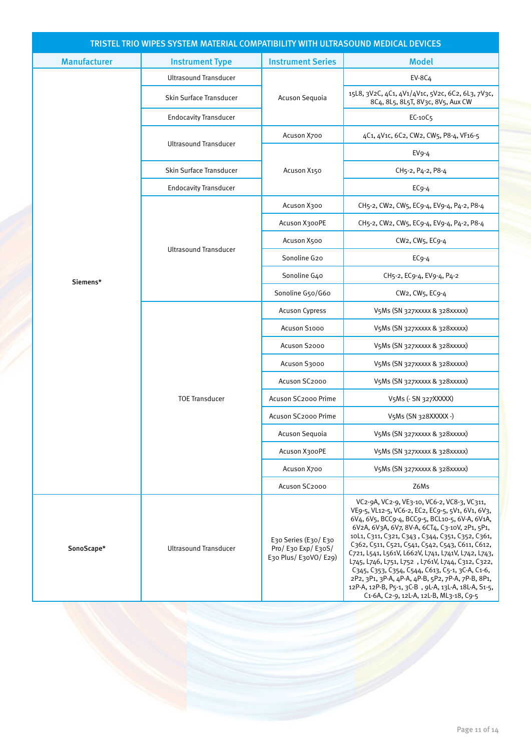| TRISTEL TRIO WIPES SYSTEM MATERIAL COMPATIBILITY WITH ULTRASOUND MEDICAL DEVICES | | | |
|---|---|---|---|
| **Manufacturer** | **Instrument Type** | **Instrument Series** | **Model** |
| Siemens* | Ultrasound Transducer | Acuson Sequoia | EV-8C4 |
| | Skin Surface Transducer | | 15L8, 3V2C, 4C1, 4V1/4V1c, 5V2c, 6C2, 6L3, 7V3c, 8C4, 8L5, 8L5T, 8V3c, 8V5, Aux CW |
| | Endocavity Transducer | | EC-10C5 |
| | Ultrasound Transducer | Acuson X700 | 4C1, 4V1c, 6C2, CW2, CW5, P8-4, VF16-5 |
| | | Acuson X150 | EV9-4 |
| | Skin Surface Transducer | | CH5-2, P4-2, P8-4 |
| | Endocavity Transducer | | EC9-4 |
| | Ultrasound Transducer | Acuson X300 | CH5-2, CW2, CW5, EC9-4, EV9-4, P4-2, P8-4 |
| | | Acuson X300PE | CH5-2, CW2, CW5, EC9-4, EV9-4, P4-2, P8-4 |
| | | Acuson X500 | CW2, CW5, EC9-4 |
| | | Sonoline G20 | EC9-4 |
| | | Sonoline G40 | CH5-2, EC9-4, EV9-4, P4-2 |
| | | Sonoline G50/G60 | CW2, CW5, EC9-4 |
| | TOE Transducer | Acuson Cypress | V5Ms (SN 327xxxxx & 328xxxxx) |
| | | Acuson S1000 | V5Ms (SN 327xxxxx & 328xxxxx) |
| | | Acuson S2000 | V5Ms (SN 327xxxxx & 328xxxxx) |
| | | Acuson S3000 | V5Ms (SN 327xxxxx & 328xxxxx) |
| | | Acuson SC2000 | V5Ms (SN 327xxxxx & 328xxxxx) |
| | | Acuson SC2000 Prime | V5Ms (- SN 327XXXXX) |
| | | Acuson SC2000 Prime | V5Ms (SN 328XXXXX -) |
| | | Acuson Sequoia | V5Ms (SN 327xxxxx & 328xxxxx) |
| | | Acuson X300PE | V5Ms (SN 327xxxxx & 328xxxxx) |
| | | Acuson X700 | V5Ms (SN 327xxxxx & 328xxxxx) |
| | | Acuson SC2000 | Z6Ms |
| SonoScape* | Ultrasound Transducer | E30 Series (E30/ E30 Pro/ E30 Exp/ E30S/ E30 Plus/ E30VO/ E29) | VC2-9A, VC2-9, VE3-10, VC6-2, VC8-3, VC311, VE9-5, VL12-5, VC6-2, EC2, EC9-5, 5V1, 6V1, 6V3, 6V4, 6V5, BCC9-4, BCC9-5, BCL10-5, 6V-A, 6V1A, 6V2A, 6V3A, 6V7, 8V-A, 6CT4, C3-10V, 2P1, 5P1, 10L1, C311, C321, C343 , C344, C351, C352, C361, C362, C511, C521, C541, C542, C543, C611, C612, C721, L541, L561V, L662V, L741, L741V, L742, L743, L745, L746, L751, L752 , L761V, L744, C312, C322, C345, C353, C354, C544, C613, C5-1, 3C-A, C1-6, 2P2, 3P1, 3P-A, 4P-A, 4P-B, 5P2, 7P-A, 7P-B, 8P1, 12P-A, 12P-B, P5-1, 3C-B , 9L-A, 13L-A, 18L-A, S1-5, C1-6A, C2-9, 12L-A, 12L-B, ML3-18, C9-5 |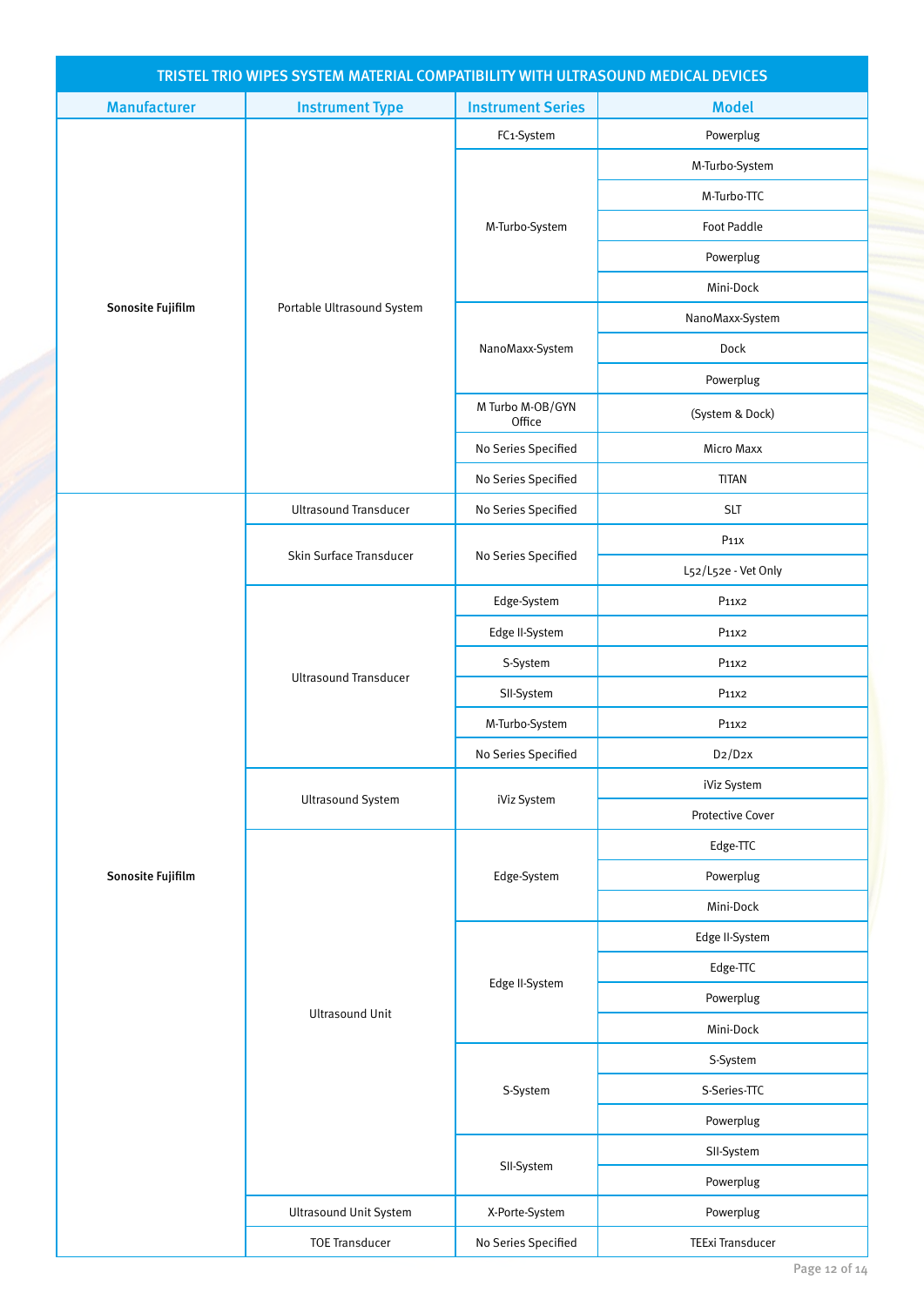| TRISTEL TRIO WIPES SYSTEM MATERIAL COMPATIBILITY WITH ULTRASOUND MEDICAL DEVICES | | | |
|---|---|---|---|
| **Manufacturer** | **Instrument Type** | **Instrument Series** | **Model** |
| **Sonosite Fujifilm** | Portable Ultrasound System | FC1-System | Powerplug |
| | | M-Turbo-System | M-Turbo-System |
| | | | M-Turbo-TTC |
| | | | Foot Paddle |
| | | | Powerplug |
| | | | Mini-Dock |
| | | NanoMaxx-System | NanoMaxx-System |
| | | | Dock |
| | | | Powerplug |
| | | M Turbo M-OB/GYN Office | (System & Dock) |
| | | No Series Specified | Micro Maxx |
| | | No Series Specified | TITAN |
| **Sonosite Fujifilm** | Ultrasound Transducer | No Series Specified | SLT |
| | Skin Surface Transducer | No Series Specified | P11x |
| | | | L52/L52e - Vet Only |
| | Ultrasound Transducer | Edge-System | P11x2 |
| | | Edge II-System | P11x2 |
| | | S-System | P11x2 |
| | | SII-System | P11x2 |
| | | M-Turbo-System | P11x2 |
| | | No Series Specified | D2/D2x |
| | Ultrasound System | iViz System | iViz System |
| | | | Protective Cover |
| | Ultrasound Unit | Edge-System | Edge-TTC |
| | | | Powerplug |
| | | | Mini-Dock |
| | | Edge II-System | Edge II-System |
| | | | Edge-TTC |
| | | | Powerplug |
| | | | Mini-Dock |
| | | S-System | S-System |
| | | | S-Series-TTC |
| | | | Powerplug |
| | | SII-System | SII-System |
| | | | Powerplug |
| | Ultrasound Unit System | X-Porte-System | Powerplug |
| | TOE Transducer | No Series Specified | TEExi Transducer |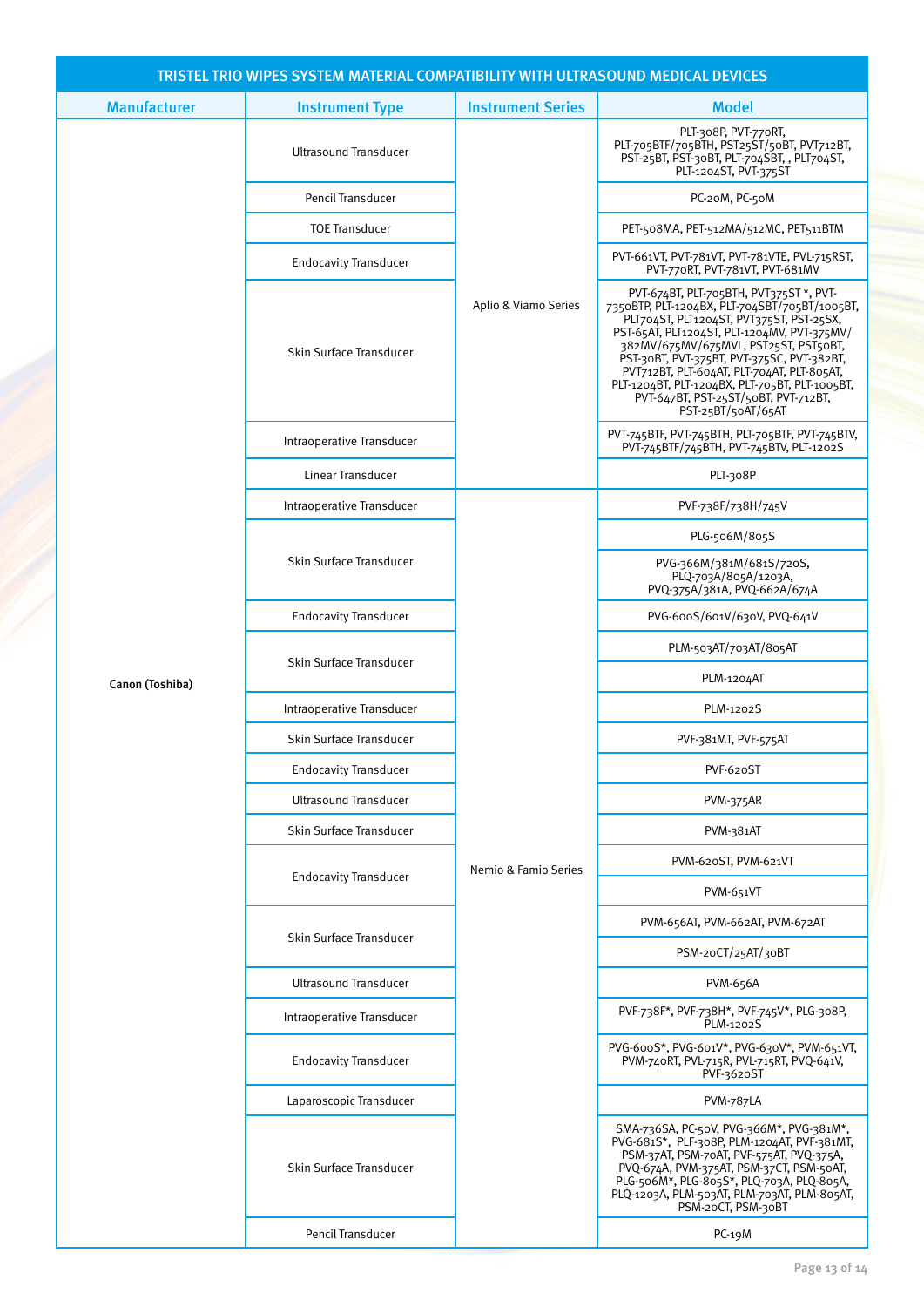| TRISTEL TRIO WIPES SYSTEM MATERIAL COMPATIBILITY WITH ULTRASOUND MEDICAL DEVICES | | | |
|---|---|---|---|
| **Manufacturer** | **Instrument Type** | **Instrument Series** | **Model** |
| Canon (Toshiba) | Ultrasound Transducer | Aplio & Viamo Series | PLT-308P, PVT-770RT, PLT-705BTF/705BTH, PST25ST/50BT, PVT712BT, PST-25BT, PST-30BT, PLT-704SBT, , PLT704ST, PLT-1204ST, PVT-375ST |
| | Pencil Transducer | | PC-20M, PC-50M |
| | TOE Transducer | | PET-508MA, PET-512MA/512MC, PET511BTM |
| | Endocavity Transducer | | PVT-661VT, PVT-781VT, PVT-781VTE, PVL-715RST, PVT-770RT, PVT-781VT, PVT-681MV |
| | Skin Surface Transducer | | PVT-674BT, PLT-705BTH, PVT375ST *, PVT-7350BTP, PLT-1204BX, PLT-704SBT/705BT/1005BT, PLT704ST, PLT1204ST, PVT375ST, PST-25SX, PST-65AT, PLT1204ST, PLT-1204MV, PVT-375MV/382MV/675MV/675MVL, PST25ST, PST50BT, PST-30BT, PVT-375BT, PVT-375SC, PVT-382BT, PVT712BT, PLT-604AT, PLT-704AT, PLT-805AT, PLT-1204BT, PLT-1204BX, PLT-705BT, PLT-1005BT, PVT-647BT, PST-25ST/50BT, PVT-712BT, PST-25BT/50AT/65AT |
| | Intraoperative Transducer | | PVT-745BTF, PVT-745BTH, PLT-705BTF, PVT-745BTV, PVT-745BTF/745BTH, PVT-745BTV, PLT-1202S |
| | Linear Transducer | | PLT-308P |
| | Intraoperative Transducer | Nemio & Famio Series | PVF-738F/738H/745V |
| | Skin Surface Transducer | | PLG-506M/805S |
| | | | PVG-366M/381M/681S/720S, PLQ-703A/805A/1203A, PVQ-375A/381A, PVQ-662A/674A |
| | Endocavity Transducer | | PVG-600S/601V/630V, PVQ-641V |
| | Skin Surface Transducer | | PLM-503AT/703AT/805AT |
| | | | PLM-1204AT |
| | Intraoperative Transducer | | PLM-1202S |
| | Skin Surface Transducer | | PVF-381MT, PVF-575AT |
| | Endocavity Transducer | | PVF-620ST |
| | Ultrasound Transducer | | PVM-375AR |
| | Skin Surface Transducer | | PVM-381AT |
| | Endocavity Transducer | | PVM-620ST, PVM-621VT |
| | | | PVM-651VT |
| | Skin Surface Transducer | | PVM-656AT, PVM-662AT, PVM-672AT |
| | | | PSM-20CT/25AT/30BT |
| | Ultrasound Transducer | | PVM-656A |
| | Intraoperative Transducer | | PVF-738F*, PVF-738H*, PVF-745V*, PLG-308P, PLM-1202S |
| | Endocavity Transducer | | PVG-600S*, PVG-601V*, PVG-630V*, PVM-651VT, PVM-740RT, PVL-715R, PVL-715RT, PVQ-641V, PVF-3620ST |
| | Laparoscopic Transducer | | PVM-787LA |
| | Skin Surface Transducer | | SMA-736SA, PC-50V, PVG-366M*, PVG-381M*, PVG-681S*, PLF-308P, PLM-1204AT, PVF-381MT, PSM-37AT, PSM-70AT, PVF-575AT, PVQ-375A, PVQ-674A, PVM-375AT, PSM-37CT, PSM-50AT, PLG-506M*, PLG-805S*, PLQ-703A, PLQ-805A, PLQ-1203A, PLM-503AT, PLM-703AT, PLM-805AT, PSM-20CT, PSM-30BT |
| | Pencil Transducer | | PC-19M |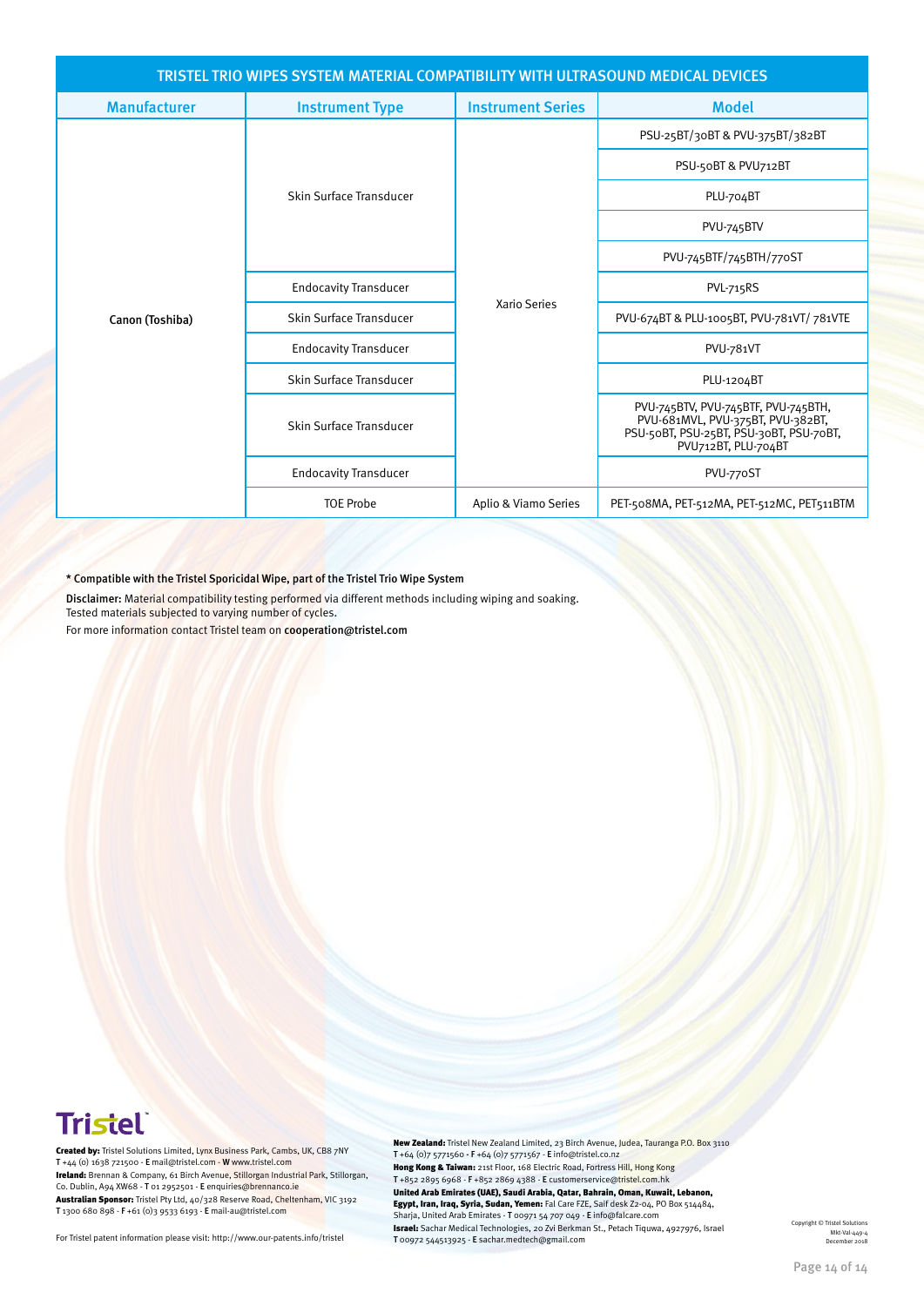| TRISTEL TRIO WIPES SYSTEM MATERIAL COMPATIBILITY WITH ULTRASOUND MEDICAL DEVICES | | | |
|---|---|---|---|
| **Manufacturer** | **Instrument Type** | **Instrument Series** | **Model** |
| Canon (Toshiba) | Skin Surface Transducer | Xario Series | PSU-25BT/30BT & PVU-375BT/382BT |
| | | | PSU-50BT & PVU712BT |
| | | | PLU-704BT |
| | | | PVU-745BTV |
| | | | PVU-745BTF/745BTH/770ST |
| | Endocavity Transducer | | PVL-715RS |
| | Skin Surface Transducer | | PVU-674BT & PLU-1005BT, PVU-781VT/ 781VTE |
| | Endocavity Transducer | | PVU-781VT |
| | Skin Surface Transducer | | PLU-1204BT |
| | Skin Surface Transducer | | PVU-745BTV, PVU-745BTF, PVU-745BTH, PVU-681MVL, PVU-375BT, PVU-382BT, PSU-50BT, PSU-25BT, PSU-30BT, PSU-70BT, PVU712BT, PLU-704BT |
| | Endocavity Transducer | | PVU-770ST |
| | TOE Probe | Aplio & Viamo Series | PET-508MA, PET-512MA, PET-512MC, PET511BTM |

**\* Compatible with the Tristel Sporicidal Wipe, part of the Tristel Trio Wipe System**

**Disclaimer:** Material compatibility testing performed via different methods including wiping and soaking.
Tested materials subjected to varying number of cycles.

For more information contact Tristel team on **cooperation@tristel.com**

**Tristel**

**Created by:** Tristel Solutions Limited, Lynx Business Park, Cambs, UK, CB8 7NY
**T** +44 (0) 1638 721500 · **E** mail@tristel.com · **W** www.tristel.com
**Ireland:** Brennan & Company, 61 Birch Avenue, Stillorgan Industrial Park, Stillorgan, Co. Dublin, A94 XW68 · **T** 01 2952501 · **E** enquiries@brennanco.ie
**Australian Sponsor:** Tristel Pty Ltd, 40/328 Reserve Road, Cheltenham, VIC 3192
**T** 1300 680 898 · **F** +61 (0)3 9533 6193 · **E** mail-au@tristel.com

For Tristel patent information please visit: http://www.our-patents.info/tristel

**New Zealand:** Tristel New Zealand Limited, 23 Birch Avenue, Judea, Tauranga P.O. Box 3110
**T** +64 (0)7 5771560 · **F** +64 (0)7 5771567 · **E** info@tristel.co.nz
**Hong Kong & Taiwan:** 21st Floor, 168 Electric Road, Fortress Hill, Hong Kong
**T** +852 2895 6968 · **F** +852 2869 4388 · **E** customerservice@tristel.com.hk
**United Arab Emirates (UAE), Saudi Arabia, Qatar, Bahrain, Oman, Kuwait, Lebanon, Egypt, Iran, Iraq, Syria, Sudan, Yemen:** Fal Care FZE, Saif desk Z2-04, PO Box 514484, Sharja, United Arab Emirates · **T** 00971 54 707 049 · **E** info@falcare.com
**Israel:** Sachar Medical Technologies, 20 Zvi Berkman St., Petach Tiquwa, 4927976, Israel
**T** 00972 544513925 · **E** sachar.medtech@gmail.com

Copyright © Tristel Solutions
Mkt-Val-449-4
December 2018